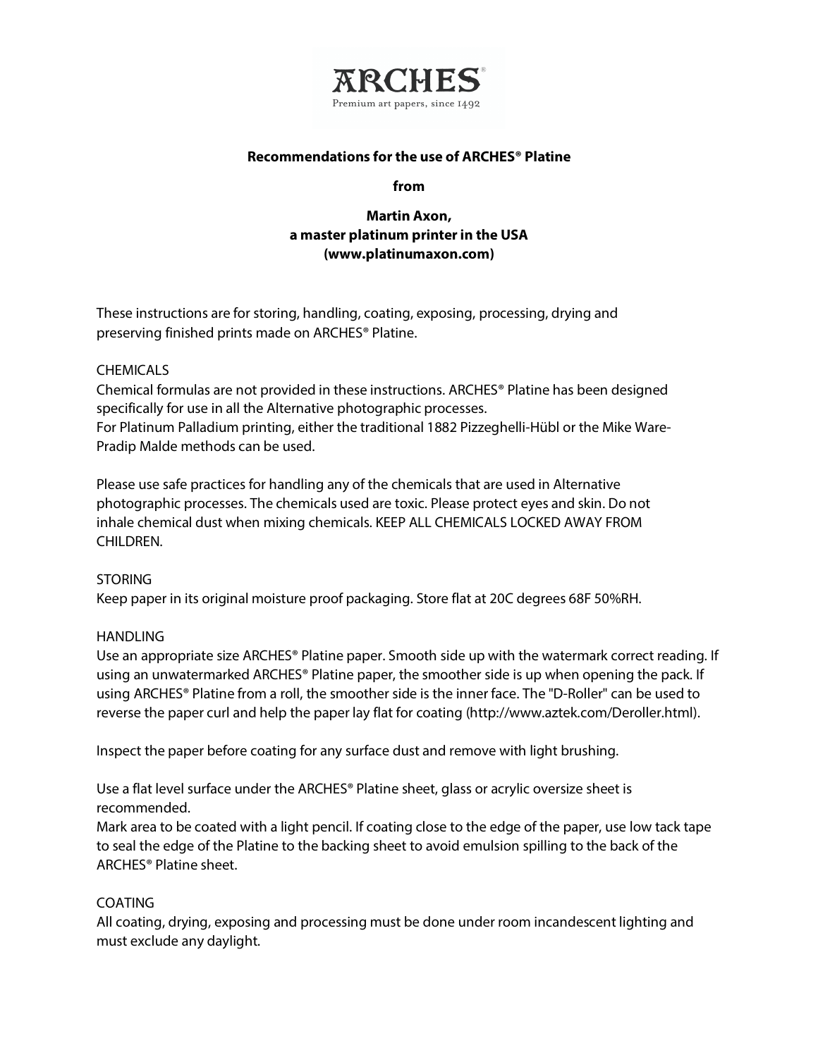ARCHES®

Premium art papers, since 1492

**Recommendations for the use of ARCHES® Platine**

**from**

**Martin Axon,**
**a master platinum printer in the USA**
**(www.platinumaxon.com)**

These instructions are for storing, handling, coating, exposing, processing, drying and preserving finished prints made on ARCHES® Platine.

## CHEMICALS

Chemical formulas are not provided in these instructions. ARCHES® Platine has been designed specifically for use in all the Alternative photographic processes.
For Platinum Palladium printing, either the traditional 1882 Pizzeghelli-Hübl or the Mike Ware-Pradip Malde methods can be used.

Please use safe practices for handling any of the chemicals that are used in Alternative photographic processes. The chemicals used are toxic. Please protect eyes and skin. Do not inhale chemical dust when mixing chemicals. KEEP ALL CHEMICALS LOCKED AWAY FROM CHILDREN.

## STORING

Keep paper in its original moisture proof packaging. Store flat at 20C degrees 68F 50%RH.

## HANDLING

Use an appropriate size ARCHES® Platine paper. Smooth side up with the watermark correct reading. If using an unwatermarked ARCHES® Platine paper, the smoother side is up when opening the pack. If using ARCHES® Platine from a roll, the smoother side is the inner face. The "D-Roller" can be used to reverse the paper curl and help the paper lay flat for coating (http://www.aztek.com/Deroller.html).

Inspect the paper before coating for any surface dust and remove with light brushing.

Use a flat level surface under the ARCHES® Platine sheet, glass or acrylic oversize sheet is recommended.
Mark area to be coated with a light pencil. If coating close to the edge of the paper, use low tack tape to seal the edge of the Platine to the backing sheet to avoid emulsion spilling to the back of the ARCHES® Platine sheet.

## COATING

All coating, drying, exposing and processing must be done under room incandescent lighting and must exclude any daylight.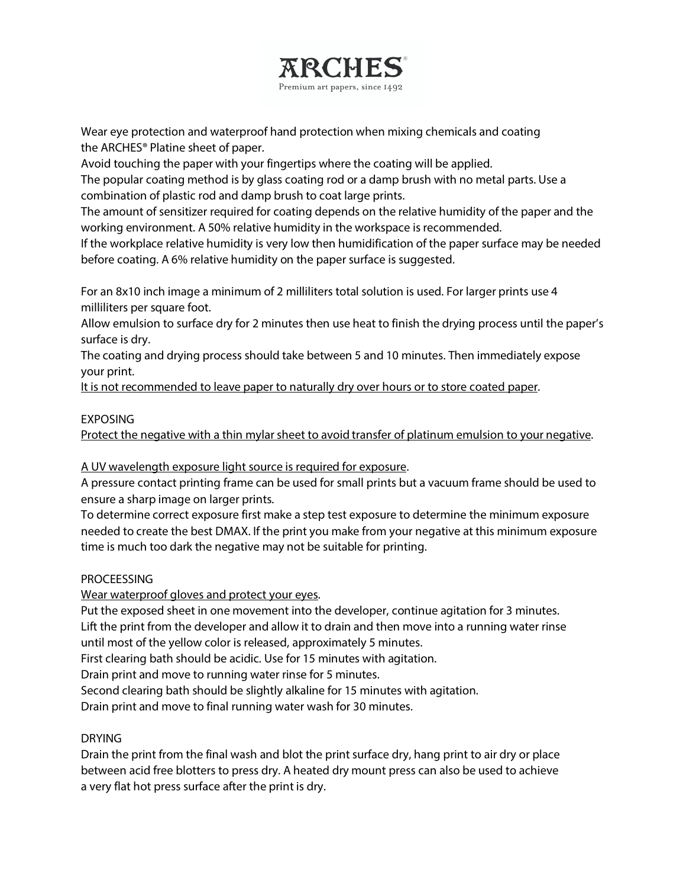Wear eye protection and waterproof hand protection when mixing chemicals and coating the ARCHES® Platine sheet of paper.
Avoid touching the paper with your fingertips where the coating will be applied.
The popular coating method is by glass coating rod or a damp brush with no metal parts. Use a combination of plastic rod and damp brush to coat large prints.
The amount of sensitizer required for coating depends on the relative humidity of the paper and the working environment. A 50% relative humidity in the workspace is recommended.
If the workplace relative humidity is very low then humidification of the paper surface may be needed before coating. A 6% relative humidity on the paper surface is suggested.

For an 8x10 inch image a minimum of 2 milliliters total solution is used. For larger prints use 4 milliliters per square foot.
Allow emulsion to surface dry for 2 minutes then use heat to finish the drying process until the paper's surface is dry.
The coating and drying process should take between 5 and 10 minutes. Then immediately expose your print.
<u>It is not recommended to leave paper to naturally dry over hours or to store coated paper</u>.

EXPOSING
<u>Protect the negative with a thin mylar sheet to avoid transfer of platinum emulsion to your negative</u>.

<u>A UV wavelength exposure light source is required for exposure</u>.
A pressure contact printing frame can be used for small prints but a vacuum frame should be used to ensure a sharp image on larger prints.
To determine correct exposure first make a step test exposure to determine the minimum exposure needed to create the best DMAX. If the print you make from your negative at this minimum exposure time is much too dark the negative may not be suitable for printing.

PROCEESSING
<u>Wear waterproof gloves and protect your eyes</u>.
Put the exposed sheet in one movement into the developer, continue agitation for 3 minutes.
Lift the print from the developer and allow it to drain and then move into a running water rinse until most of the yellow color is released, approximately 5 minutes.
First clearing bath should be acidic. Use for 15 minutes with agitation.
Drain print and move to running water rinse for 5 minutes.
Second clearing bath should be slightly alkaline for 15 minutes with agitation.
Drain print and move to final running water wash for 30 minutes.

DRYING
Drain the print from the final wash and blot the print surface dry, hang print to air dry or place between acid free blotters to press dry. A heated dry mount press can also be used to achieve a very flat hot press surface after the print is dry.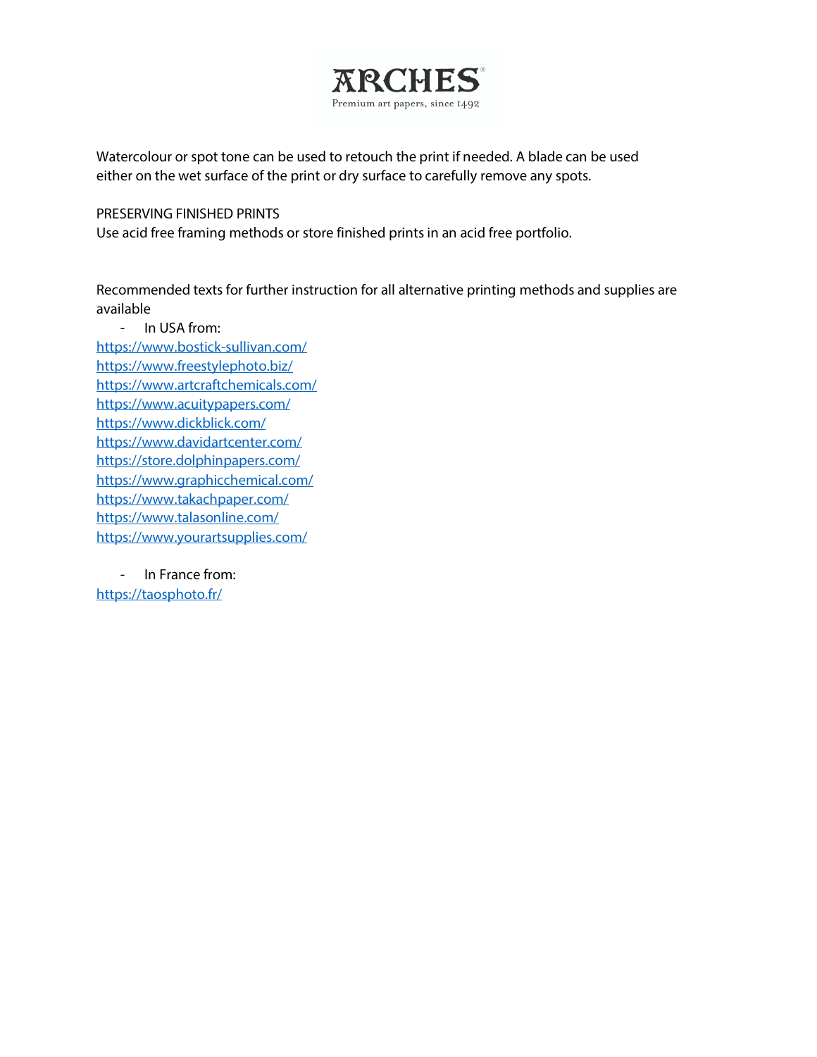Watercolour or spot tone can be used to retouch the print if needed. A blade can be used either on the wet surface of the print or dry surface to carefully remove any spots.

PRESERVING FINISHED PRINTS

Use acid free framing methods or store finished prints in an acid free portfolio.

Recommended texts for further instruction for all alternative printing methods and supplies are available

- In USA from:

https://www.bostick-sullivan.com/
https://www.freestylephoto.biz/
https://www.artcraftchemicals.com/
https://www.acuitypapers.com/
https://www.dickblick.com/
https://www.davidartcenter.com/
https://store.dolphinpapers.com/
https://www.graphicchemical.com/
https://www.takachpaper.com/
https://www.talasonline.com/
https://www.yourartsupplies.com/

- In France from:

https://taosphoto.fr/